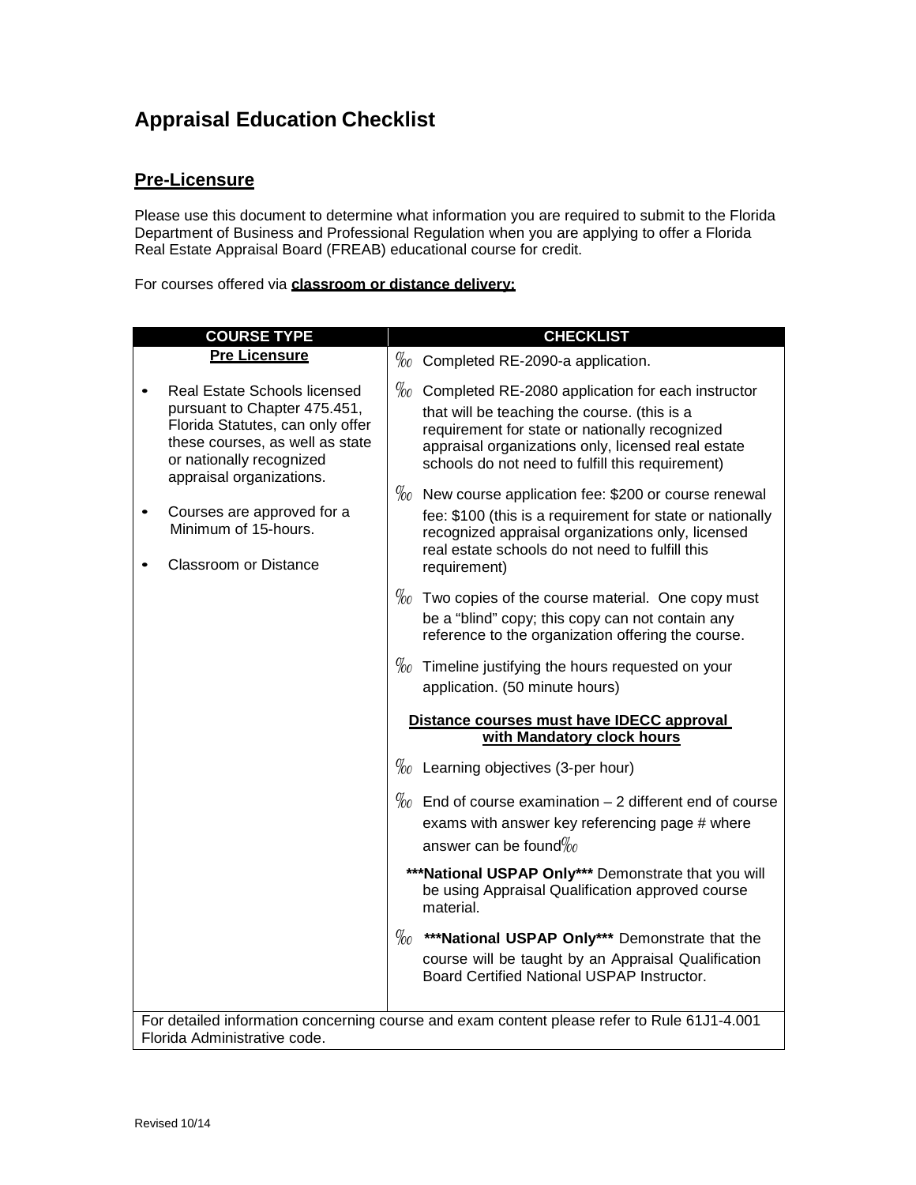# Appraisal Education Checklist

## Pre-Licensure

Please use this document to determine what information you are required to submit to the Florida Department of Business and Professional Regulation when you are applying to offer a Florida Real Estate Appraisal Board (FREAB) educational course for credit.

For courses offered via **classroom or distance delivery:**

| COURSE TYPE | CHECKLIST |
| --- | --- |
| **Pre Licensure**<br><br>• Real Estate Schools licensed pursuant to Chapter 475.451, Florida Statutes, can only offer these courses, as well as state or nationally recognized appraisal organizations.<br><br>• Courses are approved for a Minimum of 15-hours.<br><br>• Classroom or Distance | ‰ Completed RE-2090-a application.<br><br>‰ Completed RE-2080 application for each instructor that will be teaching the course. (this is a requirement for state or nationally recognized appraisal organizations only, licensed real estate schools do not need to fulfill this requirement)<br><br>‰ New course application fee: $200 or course renewal fee: $100 (this is a requirement for state or nationally recognized appraisal organizations only, licensed real estate schools do not need to fulfill this requirement)<br><br>‰ Two copies of the course material. One copy must be a "blind" copy; this copy can not contain any reference to the organization offering the course.<br><br>‰ Timeline justifying the hours requested on your application. (50 minute hours)<br><br>**Distance courses must have IDECC approval with Mandatory clock hours**<br><br>‰ Learning objectives (3-per hour)<br><br>‰ End of course examination – 2 different end of course exams with answer key referencing page # where answer can be found‰<br><br>**\*\*\*National USPAP Only\*\*\*** Demonstrate that you will be using Appraisal Qualification approved course material.<br><br>‰ **\*\*\*National USPAP Only\*\*\*** Demonstrate that the course will be taught by an Appraisal Qualification Board Certified National USPAP Instructor. |
| For detailed information concerning course and exam content please refer to Rule 61J1-4.001 Florida Administrative code. | |

Revised 10/14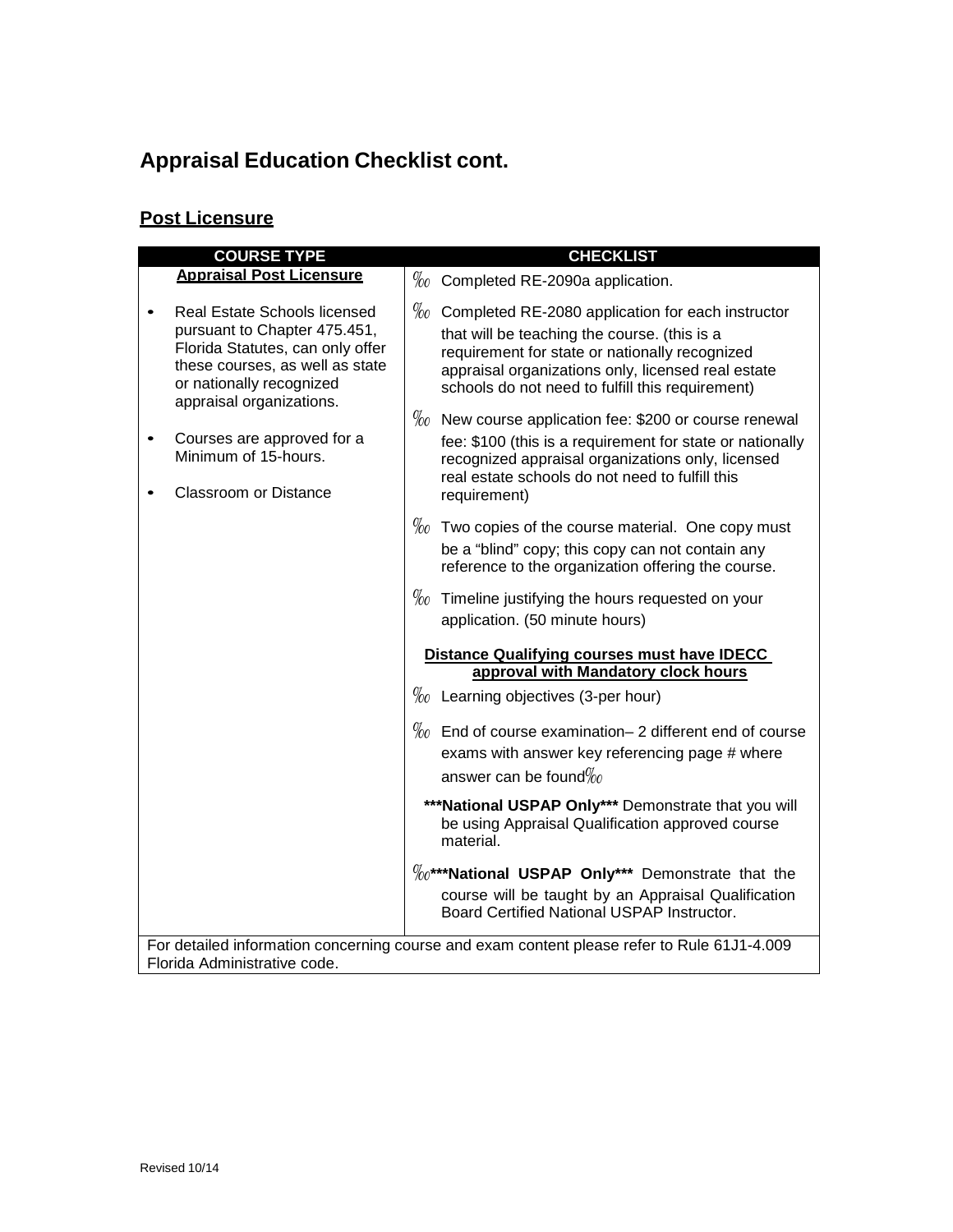# Appraisal Education Checklist cont.

## Post Licensure

| COURSE TYPE | CHECKLIST |
|---|---|
| **Appraisal Post Licensure**<br><br>• Real Estate Schools licensed pursuant to Chapter 475.451, Florida Statutes, can only offer these courses, as well as state or nationally recognized appraisal organizations.<br><br>• Courses are approved for a Minimum of 15-hours.<br><br>• Classroom or Distance | ‰ Completed RE-2090a application.<br><br>‰ Completed RE-2080 application for each instructor that will be teaching the course. (this is a requirement for state or nationally recognized appraisal organizations only, licensed real estate schools do not need to fulfill this requirement)<br><br>‰ New course application fee: $200 or course renewal fee: $100 (this is a requirement for state or nationally recognized appraisal organizations only, licensed real estate schools do not need to fulfill this requirement)<br><br>‰ Two copies of the course material. One copy must be a "blind" copy; this copy can not contain any reference to the organization offering the course.<br><br>‰ Timeline justifying the hours requested on your application. (50 minute hours)<br><br>**Distance Qualifying courses must have IDECC approval with Mandatory clock hours**<br><br>‰ Learning objectives (3-per hour)<br><br>‰ End of course examination– 2 different end of course exams with answer key referencing page # where answer can be found‰<br><br>**\*\*\*National USPAP Only\*\*\*** Demonstrate that you will be using Appraisal Qualification approved course material.<br><br>‰**\*\*\*National USPAP Only\*\*\*** Demonstrate that the course will be taught by an Appraisal Qualification Board Certified National USPAP Instructor. |
| For detailed information concerning course and exam content please refer to Rule 61J1-4.009 Florida Administrative code. | |

Revised 10/14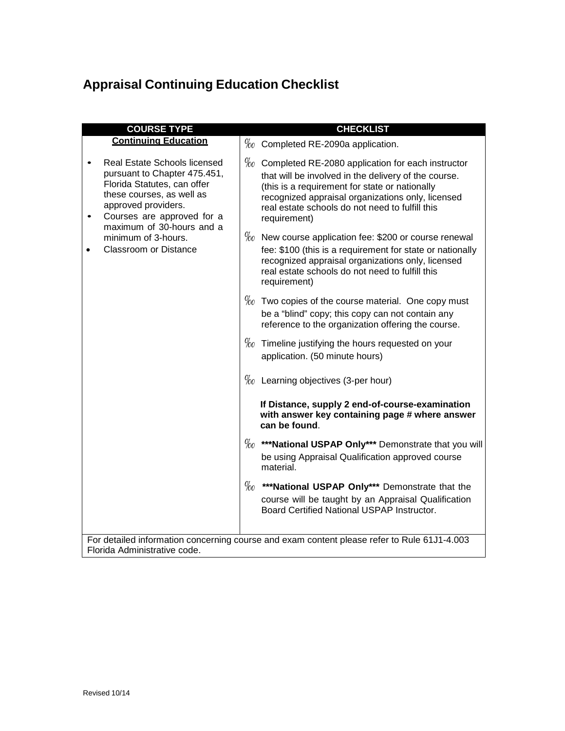# Appraisal Continuing Education Checklist

| COURSE TYPE | CHECKLIST |
|---|---|
| **Continuing Education**<br><br>• Real Estate Schools licensed pursuant to Chapter 475.451, Florida Statutes, can offer these courses, as well as approved providers.<br>• Courses are approved for a maximum of 30-hours and a minimum of 3-hours.<br>• Classroom or Distance | ‰ Completed RE-2090a application.<br><br>‰ Completed RE-2080 application for each instructor that will be involved in the delivery of the course. (this is a requirement for state or nationally recognized appraisal organizations only, licensed real estate schools do not need to fulfill this requirement)<br><br>‰ New course application fee: $200 or course renewal fee: $100 (this is a requirement for state or nationally recognized appraisal organizations only, licensed real estate schools do not need to fulfill this requirement)<br><br>‰ Two copies of the course material. One copy must be a "blind" copy; this copy can not contain any reference to the organization offering the course.<br><br>‰ Timeline justifying the hours requested on your application. (50 minute hours)<br><br>‰ Learning objectives (3-per hour)<br><br>**If Distance, supply 2 end-of-course-examination with answer key containing page # where answer can be found**.<br><br>‰ **\*\*\*National USPAP Only\*\*\*** Demonstrate that you will be using Appraisal Qualification approved course material.<br><br>‰ **\*\*\*National USPAP Only\*\*\*** Demonstrate that the course will be taught by an Appraisal Qualification Board Certified National USPAP Instructor. |
| For detailed information concerning course and exam content please refer to Rule 61J1-4.003 Florida Administrative code. | |

Revised 10/14